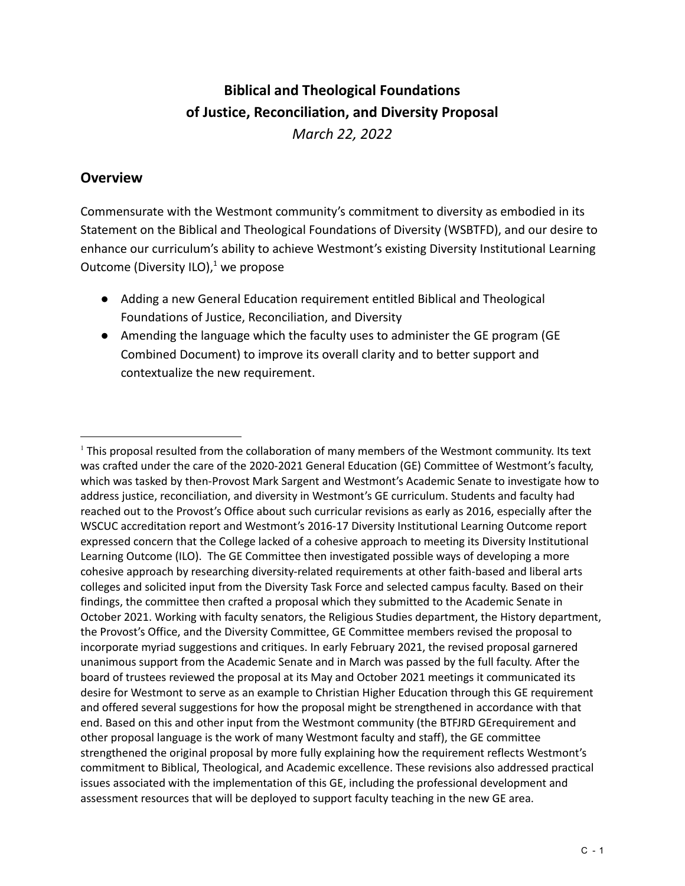# Biblical and Theological Foundations of Justice, Reconciliation, and Diversity Proposal

*March 22, 2022*

## Overview

Commensurate with the Westmont community's commitment to diversity as embodied in its Statement on the Biblical and Theological Foundations of Diversity (WSBTFD), and our desire to enhance our curriculum's ability to achieve Westmont's existing Diversity Institutional Learning Outcome (Diversity ILO),[1] we propose

- Adding a new General Education requirement entitled Biblical and Theological Foundations of Justice, Reconciliation, and Diversity
- Amending the language which the faculty uses to administer the GE program (GE Combined Document) to improve its overall clarity and to better support and contextualize the new requirement.

---

[1] This proposal resulted from the collaboration of many members of the Westmont community. Its text was crafted under the care of the 2020-2021 General Education (GE) Committee of Westmont's faculty, which was tasked by then-Provost Mark Sargent and Westmont's Academic Senate to investigate how to address justice, reconciliation, and diversity in Westmont's GE curriculum. Students and faculty had reached out to the Provost's Office about such curricular revisions as early as 2016, especially after the WSCUC accreditation report and Westmont's 2016-17 Diversity Institutional Learning Outcome report expressed concern that the College lacked of a cohesive approach to meeting its Diversity Institutional Learning Outcome (ILO). The GE Committee then investigated possible ways of developing a more cohesive approach by researching diversity-related requirements at other faith-based and liberal arts colleges and solicited input from the Diversity Task Force and selected campus faculty. Based on their findings, the committee then crafted a proposal which they submitted to the Academic Senate in October 2021. Working with faculty senators, the Religious Studies department, the History department, the Provost's Office, and the Diversity Committee, GE Committee members revised the proposal to incorporate myriad suggestions and critiques. In early February 2021, the revised proposal garnered unanimous support from the Academic Senate and in March was passed by the full faculty. After the board of trustees reviewed the proposal at its May and October 2021 meetings it communicated its desire for Westmont to serve as an example to Christian Higher Education through this GE requirement and offered several suggestions for how the proposal might be strengthened in accordance with that end. Based on this and other input from the Westmont community (the BTFJRD GErequirement and other proposal language is the work of many Westmont faculty and staff), the GE committee strengthened the original proposal by more fully explaining how the requirement reflects Westmont's commitment to Biblical, Theological, and Academic excellence. These revisions also addressed practical issues associated with the implementation of this GE, including the professional development and assessment resources that will be deployed to support faculty teaching in the new GE area.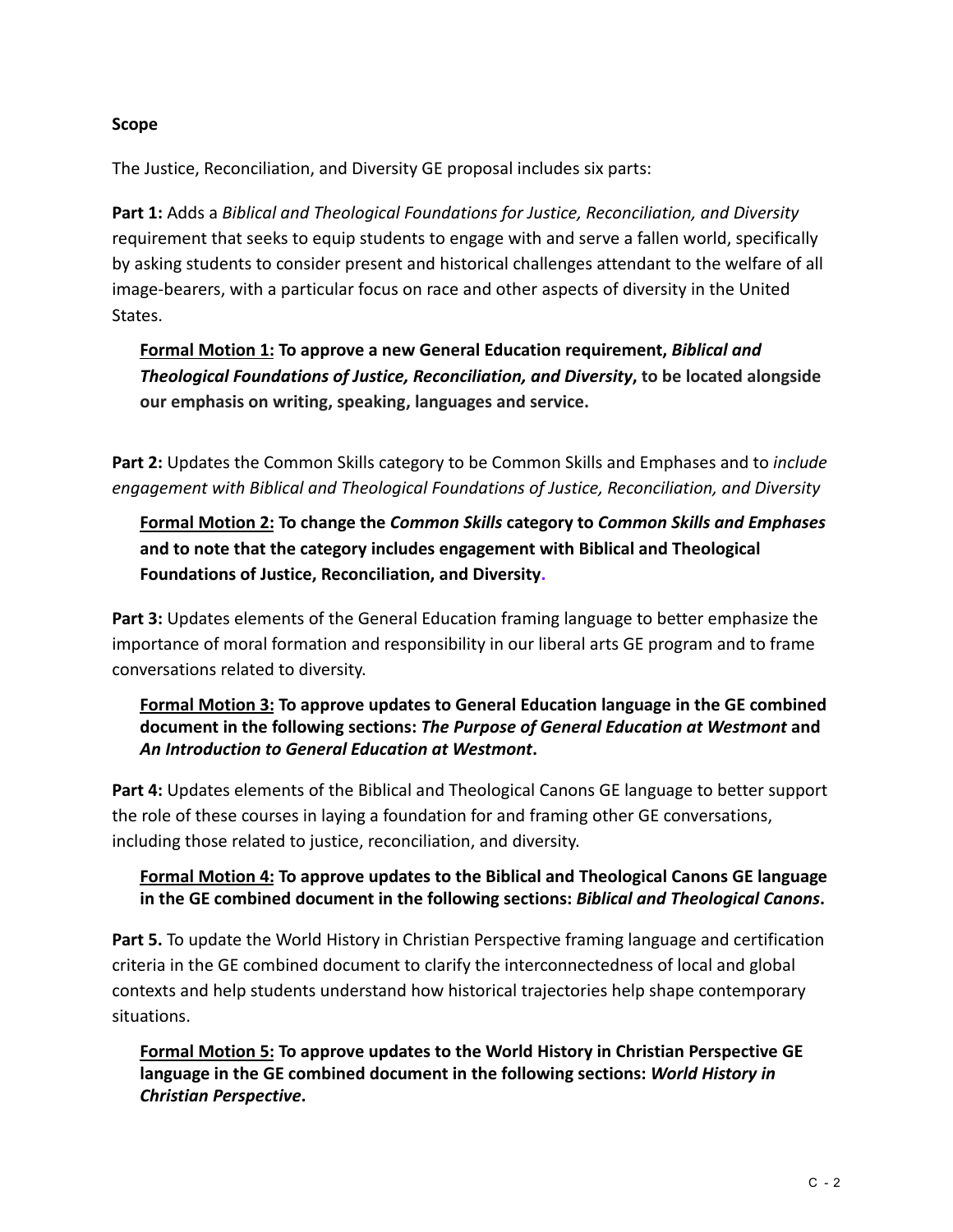**Scope**

The Justice, Reconciliation, and Diversity GE proposal includes six parts:

**Part 1:** Adds a *Biblical and Theological Foundations for Justice, Reconciliation, and Diversity* requirement that seeks to equip students to engage with and serve a fallen world, specifically by asking students to consider present and historical challenges attendant to the welfare of all image-bearers, with a particular focus on race and other aspects of diversity in the United States.

> **Formal Motion 1: To approve a new General Education requirement, *Biblical and Theological Foundations of Justice, Reconciliation, and Diversity*, to be located alongside our emphasis on writing, speaking, languages and service.**

**Part 2:** Updates the Common Skills category to be Common Skills and Emphases and to *include engagement with Biblical and Theological Foundations of Justice, Reconciliation, and Diversity*

> **Formal Motion 2: To change the *Common Skills* category to *Common Skills and Emphases* and to note that the category includes engagement with Biblical and Theological Foundations of Justice, Reconciliation, and Diversity.**

**Part 3:** Updates elements of the General Education framing language to better emphasize the importance of moral formation and responsibility in our liberal arts GE program and to frame conversations related to diversity.

> **Formal Motion 3: To approve updates to General Education language in the GE combined document in the following sections: *The Purpose of General Education at Westmont* and *An Introduction to General Education at Westmont*.**

**Part 4:** Updates elements of the Biblical and Theological Canons GE language to better support the role of these courses in laying a foundation for and framing other GE conversations, including those related to justice, reconciliation, and diversity.

> **Formal Motion 4: To approve updates to the Biblical and Theological Canons GE language in the GE combined document in the following sections: *Biblical and Theological Canons*.**

**Part 5.** To update the World History in Christian Perspective framing language and certification criteria in the GE combined document to clarify the interconnectedness of local and global contexts and help students understand how historical trajectories help shape contemporary situations.

> **Formal Motion 5: To approve updates to the World History in Christian Perspective GE language in the GE combined document in the following sections: *World History in Christian Perspective*.**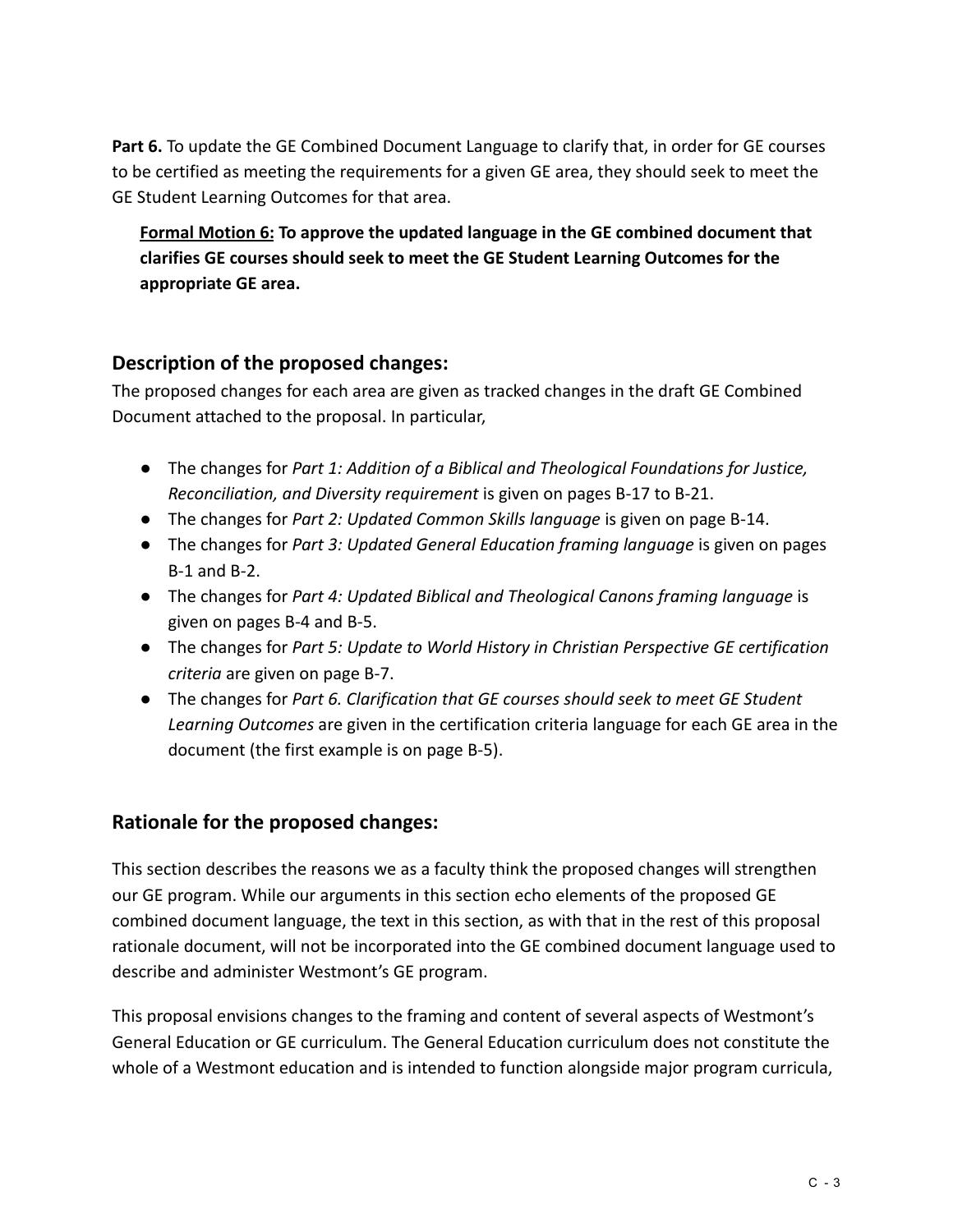**Part 6.** To update the GE Combined Document Language to clarify that, in order for GE courses to be certified as meeting the requirements for a given GE area, they should seek to meet the GE Student Learning Outcomes for that area.

> **<u>Formal Motion 6:</u> To approve the updated language in the GE combined document that clarifies GE courses should seek to meet the GE Student Learning Outcomes for the appropriate GE area.**

## Description of the proposed changes:

The proposed changes for each area are given as tracked changes in the draft GE Combined Document attached to the proposal. In particular,

- The changes for *Part 1: Addition of a Biblical and Theological Foundations for Justice, Reconciliation, and Diversity requirement* is given on pages B-17 to B-21.
- The changes for *Part 2: Updated Common Skills language* is given on page B-14.
- The changes for *Part 3: Updated General Education framing language* is given on pages B-1 and B-2.
- The changes for *Part 4: Updated Biblical and Theological Canons framing language* is given on pages B-4 and B-5.
- The changes for *Part 5: Update to World History in Christian Perspective GE certification criteria* are given on page B-7.
- The changes for *Part 6. Clarification that GE courses should seek to meet GE Student Learning Outcomes* are given in the certification criteria language for each GE area in the document (the first example is on page B-5).

## Rationale for the proposed changes:

This section describes the reasons we as a faculty think the proposed changes will strengthen our GE program. While our arguments in this section echo elements of the proposed GE combined document language, the text in this section, as with that in the rest of this proposal rationale document, will not be incorporated into the GE combined document language used to describe and administer Westmont's GE program.

This proposal envisions changes to the framing and content of several aspects of Westmont's General Education or GE curriculum. The General Education curriculum does not constitute the whole of a Westmont education and is intended to function alongside major program curricula,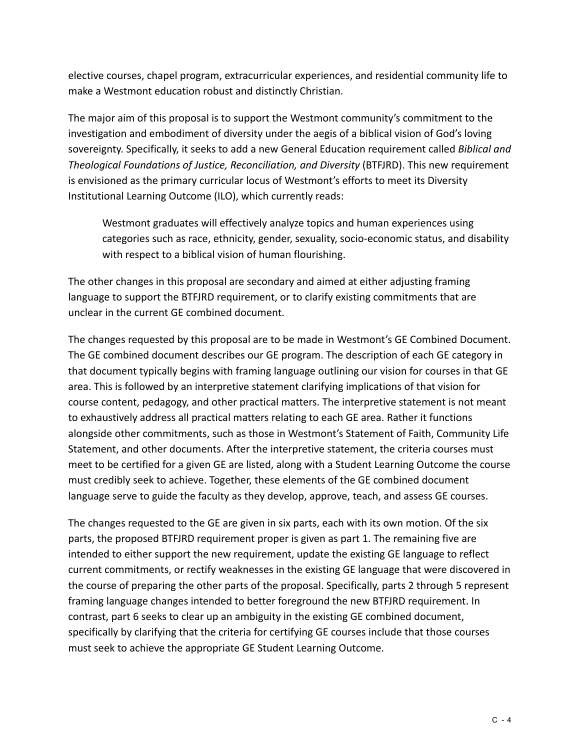elective courses, chapel program, extracurricular experiences, and residential community life to make a Westmont education robust and distinctly Christian.

The major aim of this proposal is to support the Westmont community's commitment to the investigation and embodiment of diversity under the aegis of a biblical vision of God's loving sovereignty. Specifically, it seeks to add a new General Education requirement called *Biblical and Theological Foundations of Justice, Reconciliation, and Diversity* (BTFJRD). This new requirement is envisioned as the primary curricular locus of Westmont's efforts to meet its Diversity Institutional Learning Outcome (ILO), which currently reads:

> Westmont graduates will effectively analyze topics and human experiences using categories such as race, ethnicity, gender, sexuality, socio-economic status, and disability with respect to a biblical vision of human flourishing.

The other changes in this proposal are secondary and aimed at either adjusting framing language to support the BTFJRD requirement, or to clarify existing commitments that are unclear in the current GE combined document.

The changes requested by this proposal are to be made in Westmont's GE Combined Document. The GE combined document describes our GE program. The description of each GE category in that document typically begins with framing language outlining our vision for courses in that GE area. This is followed by an interpretive statement clarifying implications of that vision for course content, pedagogy, and other practical matters. The interpretive statement is not meant to exhaustively address all practical matters relating to each GE area. Rather it functions alongside other commitments, such as those in Westmont's Statement of Faith, Community Life Statement, and other documents. After the interpretive statement, the criteria courses must meet to be certified for a given GE are listed, along with a Student Learning Outcome the course must credibly seek to achieve. Together, these elements of the GE combined document language serve to guide the faculty as they develop, approve, teach, and assess GE courses.

The changes requested to the GE are given in six parts, each with its own motion. Of the six parts, the proposed BTFJRD requirement proper is given as part 1. The remaining five are intended to either support the new requirement, update the existing GE language to reflect current commitments, or rectify weaknesses in the existing GE language that were discovered in the course of preparing the other parts of the proposal. Specifically, parts 2 through 5 represent framing language changes intended to better foreground the new BTFJRD requirement. In contrast, part 6 seeks to clear up an ambiguity in the existing GE combined document, specifically by clarifying that the criteria for certifying GE courses include that those courses must seek to achieve the appropriate GE Student Learning Outcome.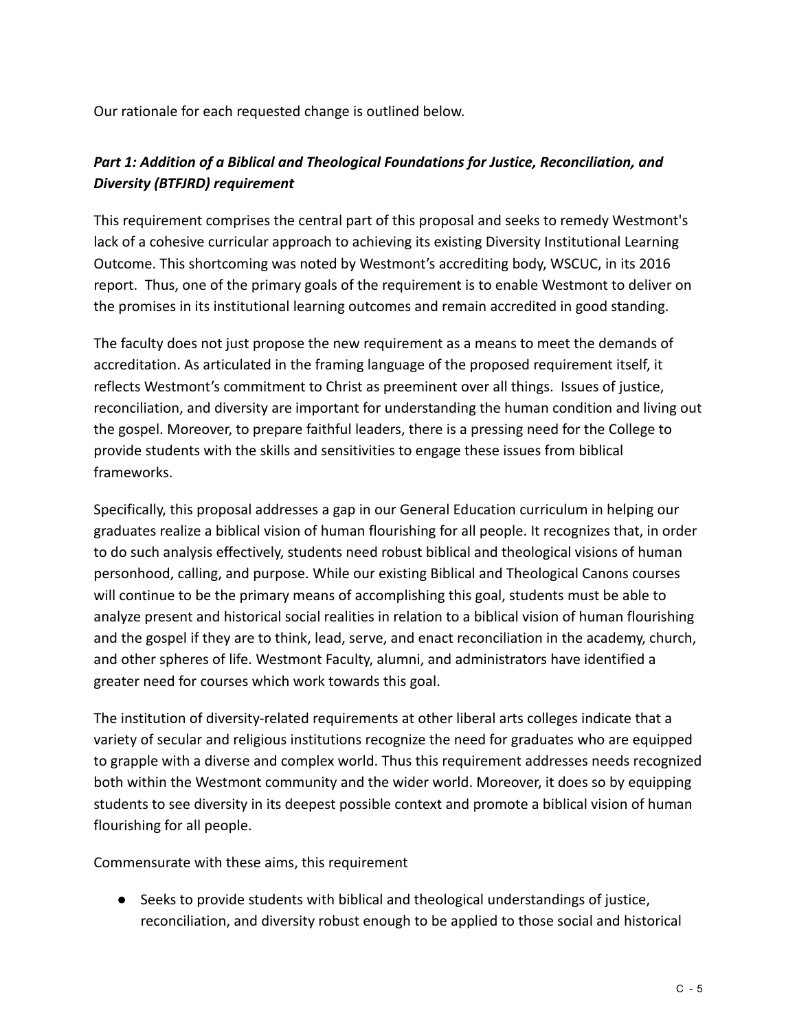Our rationale for each requested change is outlined below.

### ***Part 1: Addition of a Biblical and Theological Foundations for Justice, Reconciliation, and Diversity (BTFJRD) requirement***

This requirement comprises the central part of this proposal and seeks to remedy Westmont's lack of a cohesive curricular approach to achieving its existing Diversity Institutional Learning Outcome. This shortcoming was noted by Westmont's accrediting body, WSCUC, in its 2016 report. Thus, one of the primary goals of the requirement is to enable Westmont to deliver on the promises in its institutional learning outcomes and remain accredited in good standing.

The faculty does not just propose the new requirement as a means to meet the demands of accreditation. As articulated in the framing language of the proposed requirement itself, it reflects Westmont's commitment to Christ as preeminent over all things. Issues of justice, reconciliation, and diversity are important for understanding the human condition and living out the gospel. Moreover, to prepare faithful leaders, there is a pressing need for the College to provide students with the skills and sensitivities to engage these issues from biblical frameworks.

Specifically, this proposal addresses a gap in our General Education curriculum in helping our graduates realize a biblical vision of human flourishing for all people. It recognizes that, in order to do such analysis effectively, students need robust biblical and theological visions of human personhood, calling, and purpose. While our existing Biblical and Theological Canons courses will continue to be the primary means of accomplishing this goal, students must be able to analyze present and historical social realities in relation to a biblical vision of human flourishing and the gospel if they are to think, lead, serve, and enact reconciliation in the academy, church, and other spheres of life. Westmont Faculty, alumni, and administrators have identified a greater need for courses which work towards this goal.

The institution of diversity-related requirements at other liberal arts colleges indicate that a variety of secular and religious institutions recognize the need for graduates who are equipped to grapple with a diverse and complex world. Thus this requirement addresses needs recognized both within the Westmont community and the wider world. Moreover, it does so by equipping students to see diversity in its deepest possible context and promote a biblical vision of human flourishing for all people.

Commensurate with these aims, this requirement

- Seeks to provide students with biblical and theological understandings of justice, reconciliation, and diversity robust enough to be applied to those social and historical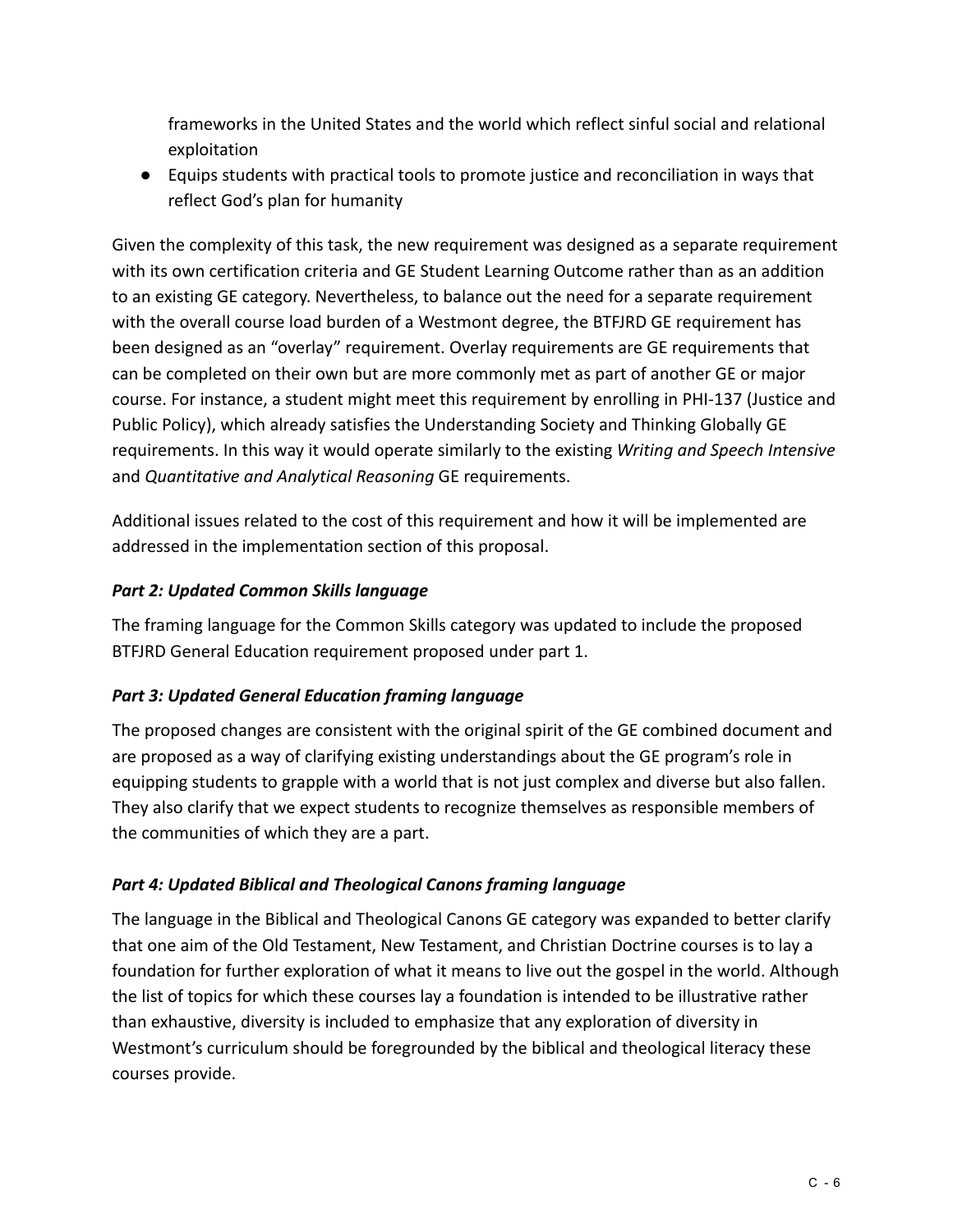frameworks in the United States and the world which reflect sinful social and relational exploitation

- Equips students with practical tools to promote justice and reconciliation in ways that reflect God's plan for humanity

Given the complexity of this task, the new requirement was designed as a separate requirement with its own certification criteria and GE Student Learning Outcome rather than as an addition to an existing GE category. Nevertheless, to balance out the need for a separate requirement with the overall course load burden of a Westmont degree, the BTFJRD GE requirement has been designed as an "overlay" requirement. Overlay requirements are GE requirements that can be completed on their own but are more commonly met as part of another GE or major course. For instance, a student might meet this requirement by enrolling in PHI-137 (Justice and Public Policy), which already satisfies the Understanding Society and Thinking Globally GE requirements. In this way it would operate similarly to the existing *Writing and Speech Intensive* and *Quantitative and Analytical Reasoning* GE requirements.

Additional issues related to the cost of this requirement and how it will be implemented are addressed in the implementation section of this proposal.

### *Part 2: Updated Common Skills language*

The framing language for the Common Skills category was updated to include the proposed BTFJRD General Education requirement proposed under part 1.

### *Part 3: Updated General Education framing language*

The proposed changes are consistent with the original spirit of the GE combined document and are proposed as a way of clarifying existing understandings about the GE program's role in equipping students to grapple with a world that is not just complex and diverse but also fallen. They also clarify that we expect students to recognize themselves as responsible members of the communities of which they are a part.

### *Part 4: Updated Biblical and Theological Canons framing language*

The language in the Biblical and Theological Canons GE category was expanded to better clarify that one aim of the Old Testament, New Testament, and Christian Doctrine courses is to lay a foundation for further exploration of what it means to live out the gospel in the world. Although the list of topics for which these courses lay a foundation is intended to be illustrative rather than exhaustive, diversity is included to emphasize that any exploration of diversity in Westmont's curriculum should be foregrounded by the biblical and theological literacy these courses provide.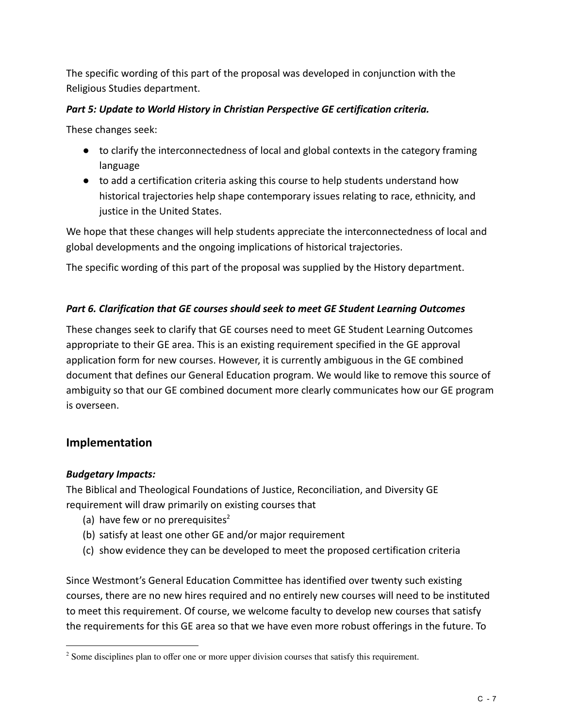The specific wording of this part of the proposal was developed in conjunction with the Religious Studies department.

***Part 5: Update to World History in Christian Perspective GE certification criteria.***

These changes seek:

- to clarify the interconnectedness of local and global contexts in the category framing language
- to add a certification criteria asking this course to help students understand how historical trajectories help shape contemporary issues relating to race, ethnicity, and justice in the United States.

We hope that these changes will help students appreciate the interconnectedness of local and global developments and the ongoing implications of historical trajectories.

The specific wording of this part of the proposal was supplied by the History department.

***Part 6. Clarification that GE courses should seek to meet GE Student Learning Outcomes***

These changes seek to clarify that GE courses need to meet GE Student Learning Outcomes appropriate to their GE area. This is an existing requirement specified in the GE approval application form for new courses. However, it is currently ambiguous in the GE combined document that defines our General Education program. We would like to remove this source of ambiguity so that our GE combined document more clearly communicates how our GE program is overseen.

## Implementation

***Budgetary Impacts:***

The Biblical and Theological Foundations of Justice, Reconciliation, and Diversity GE requirement will draw primarily on existing courses that

(a) have few or no prerequisites[2]
(b) satisfy at least one other GE and/or major requirement
(c) show evidence they can be developed to meet the proposed certification criteria

Since Westmont's General Education Committee has identified over twenty such existing courses, there are no new hires required and no entirely new courses will need to be instituted to meet this requirement. Of course, we welcome faculty to develop new courses that satisfy the requirements for this GE area so that we have even more robust offerings in the future. To

[2] Some disciplines plan to offer one or more upper division courses that satisfy this requirement.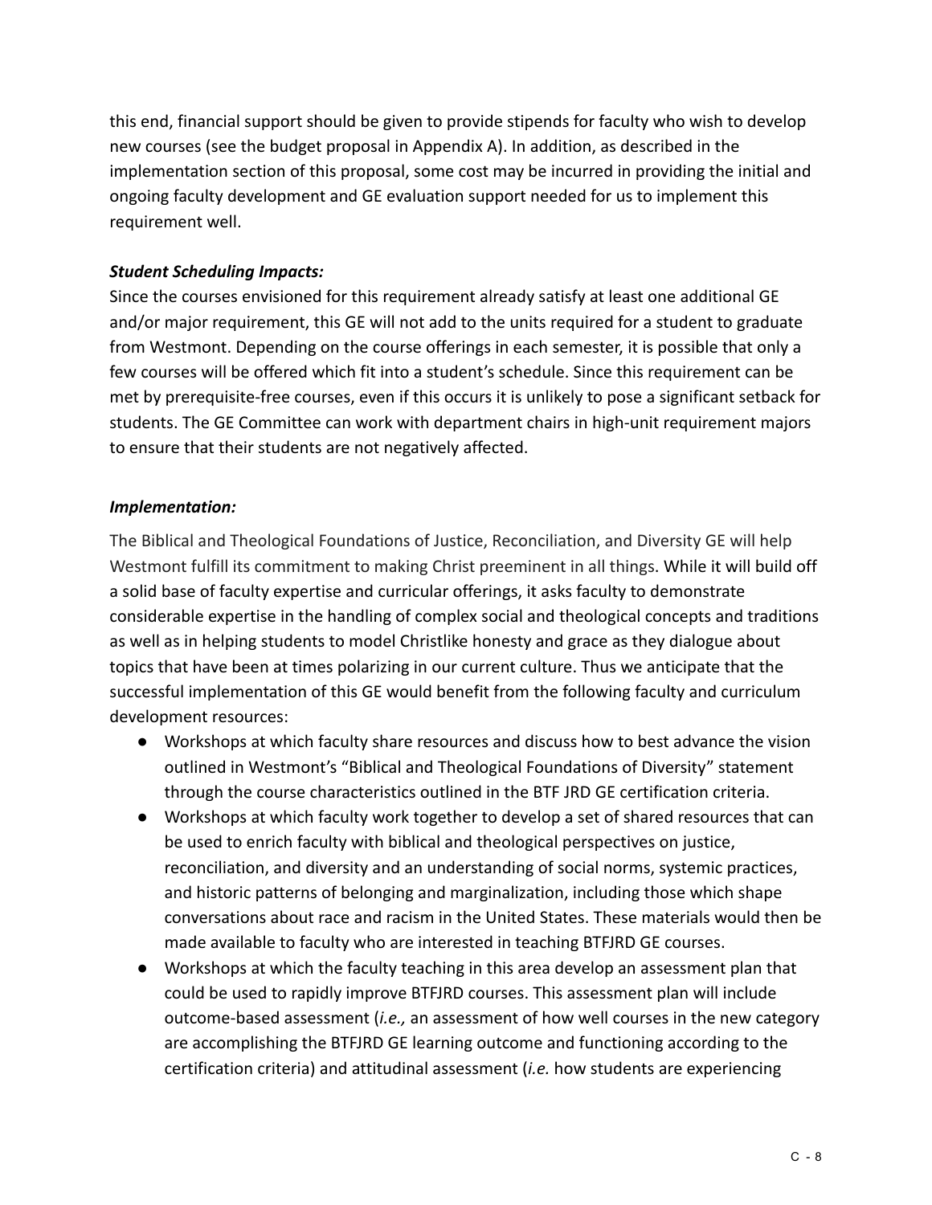this end, financial support should be given to provide stipends for faculty who wish to develop new courses (see the budget proposal in Appendix A). In addition, as described in the implementation section of this proposal, some cost may be incurred in providing the initial and ongoing faculty development and GE evaluation support needed for us to implement this requirement well.

***Student Scheduling Impacts:***

Since the courses envisioned for this requirement already satisfy at least one additional GE and/or major requirement, this GE will not add to the units required for a student to graduate from Westmont. Depending on the course offerings in each semester, it is possible that only a few courses will be offered which fit into a student's schedule. Since this requirement can be met by prerequisite-free courses, even if this occurs it is unlikely to pose a significant setback for students. The GE Committee can work with department chairs in high-unit requirement majors to ensure that their students are not negatively affected.

***Implementation:***

The Biblical and Theological Foundations of Justice, Reconciliation, and Diversity GE will help Westmont fulfill its commitment to making Christ preeminent in all things. While it will build off a solid base of faculty expertise and curricular offerings, it asks faculty to demonstrate considerable expertise in the handling of complex social and theological concepts and traditions as well as in helping students to model Christlike honesty and grace as they dialogue about topics that have been at times polarizing in our current culture. Thus we anticipate that the successful implementation of this GE would benefit from the following faculty and curriculum development resources:

- Workshops at which faculty share resources and discuss how to best advance the vision outlined in Westmont's "Biblical and Theological Foundations of Diversity" statement through the course characteristics outlined in the BTF JRD GE certification criteria.
- Workshops at which faculty work together to develop a set of shared resources that can be used to enrich faculty with biblical and theological perspectives on justice, reconciliation, and diversity and an understanding of social norms, systemic practices, and historic patterns of belonging and marginalization, including those which shape conversations about race and racism in the United States. These materials would then be made available to faculty who are interested in teaching BTFJRD GE courses.
- Workshops at which the faculty teaching in this area develop an assessment plan that could be used to rapidly improve BTFJRD courses. This assessment plan will include outcome-based assessment (*i.e.,* an assessment of how well courses in the new category are accomplishing the BTFJRD GE learning outcome and functioning according to the certification criteria) and attitudinal assessment (*i.e.* how students are experiencing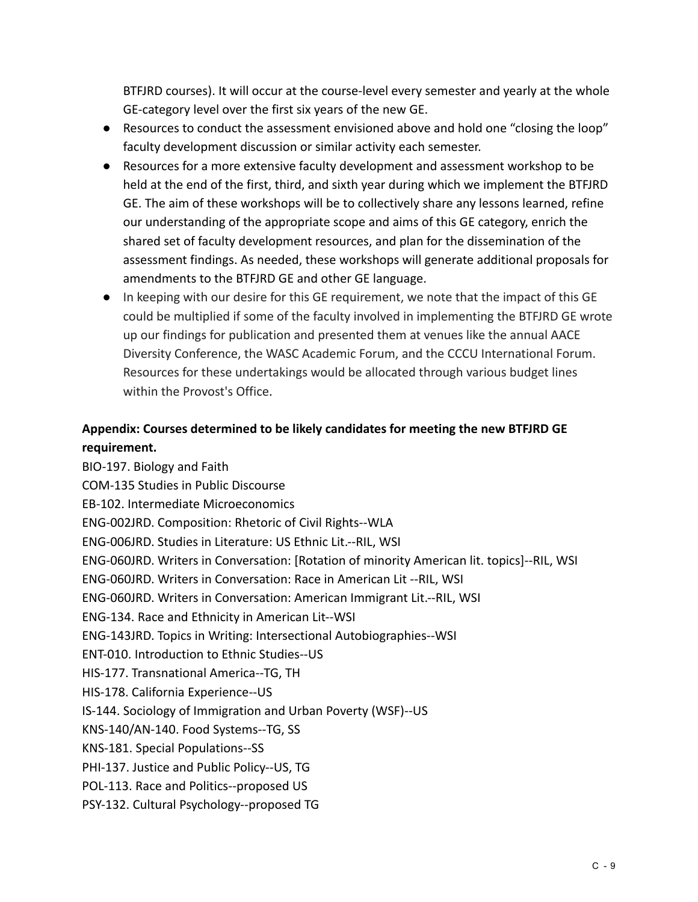BTFJRD courses). It will occur at the course-level every semester and yearly at the whole GE-category level over the first six years of the new GE.

- Resources to conduct the assessment envisioned above and hold one "closing the loop" faculty development discussion or similar activity each semester.
- Resources for a more extensive faculty development and assessment workshop to be held at the end of the first, third, and sixth year during which we implement the BTFJRD GE. The aim of these workshops will be to collectively share any lessons learned, refine our understanding of the appropriate scope and aims of this GE category, enrich the shared set of faculty development resources, and plan for the dissemination of the assessment findings. As needed, these workshops will generate additional proposals for amendments to the BTFJRD GE and other GE language.
- In keeping with our desire for this GE requirement, we note that the impact of this GE could be multiplied if some of the faculty involved in implementing the BTFJRD GE wrote up our findings for publication and presented them at venues like the annual AACE Diversity Conference, the WASC Academic Forum, and the CCCU International Forum. Resources for these undertakings would be allocated through various budget lines within the Provost's Office.

**Appendix: Courses determined to be likely candidates for meeting the new BTFJRD GE requirement.**

BIO-197. Biology and Faith
COM-135 Studies in Public Discourse
EB-102. Intermediate Microeconomics
ENG-002JRD. Composition: Rhetoric of Civil Rights--WLA
ENG-006JRD. Studies in Literature: US Ethnic Lit.--RIL, WSI
ENG-060JRD. Writers in Conversation: [Rotation of minority American lit. topics]--RIL, WSI
ENG-060JRD. Writers in Conversation: Race in American Lit --RIL, WSI
ENG-060JRD. Writers in Conversation: American Immigrant Lit.--RIL, WSI
ENG-134. Race and Ethnicity in American Lit--WSI
ENG-143JRD. Topics in Writing: Intersectional Autobiographies--WSI
ENT-010. Introduction to Ethnic Studies--US
HIS-177. Transnational America--TG, TH
HIS-178. California Experience--US
IS-144. Sociology of Immigration and Urban Poverty (WSF)--US
KNS-140/AN-140. Food Systems--TG, SS
KNS-181. Special Populations--SS
PHI-137. Justice and Public Policy--US, TG
POL-113. Race and Politics--proposed US
PSY-132. Cultural Psychology--proposed TG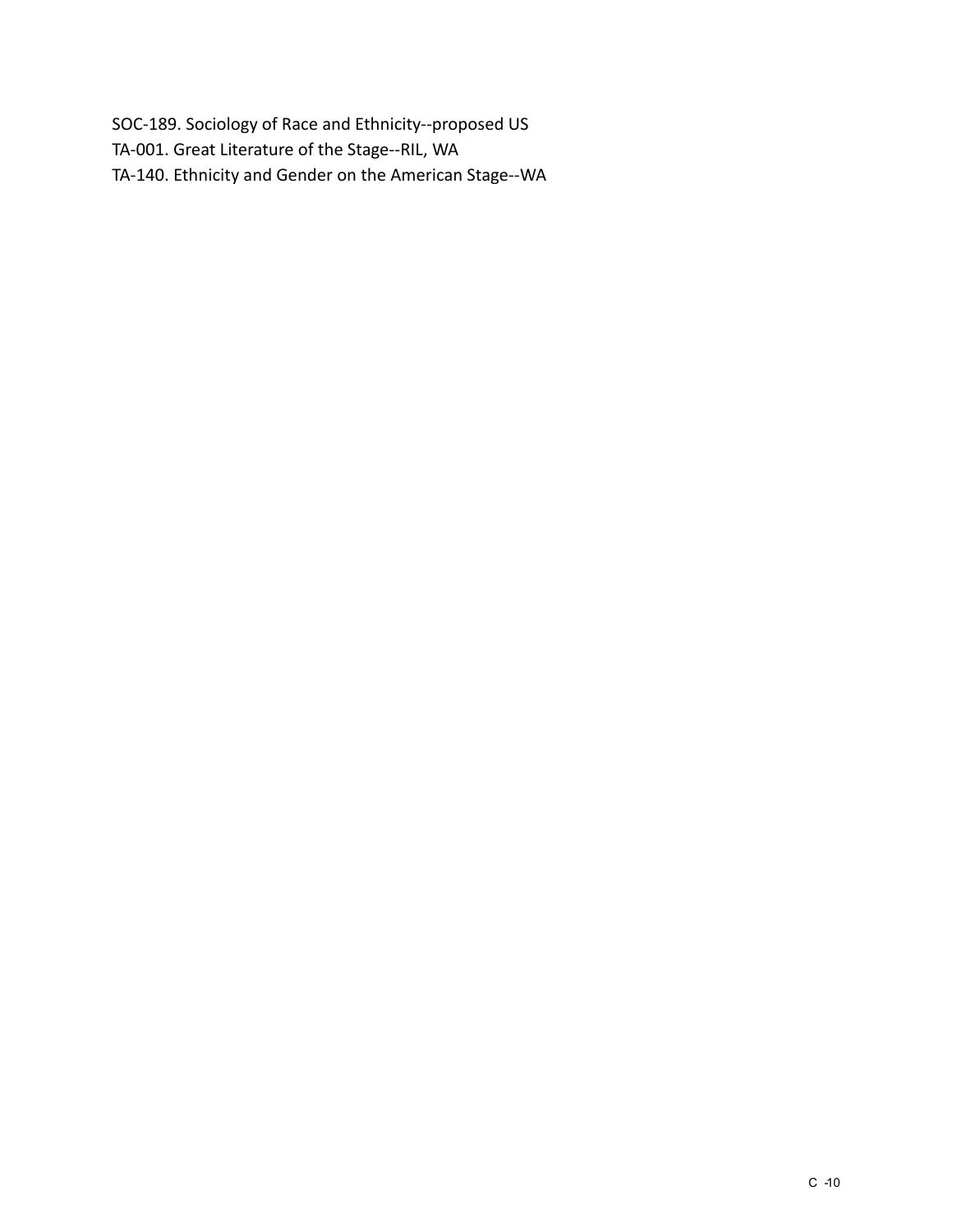SOC-189. Sociology of Race and Ethnicity--proposed US
TA-001. Great Literature of the Stage--RIL, WA
TA-140. Ethnicity and Gender on the American Stage--WA